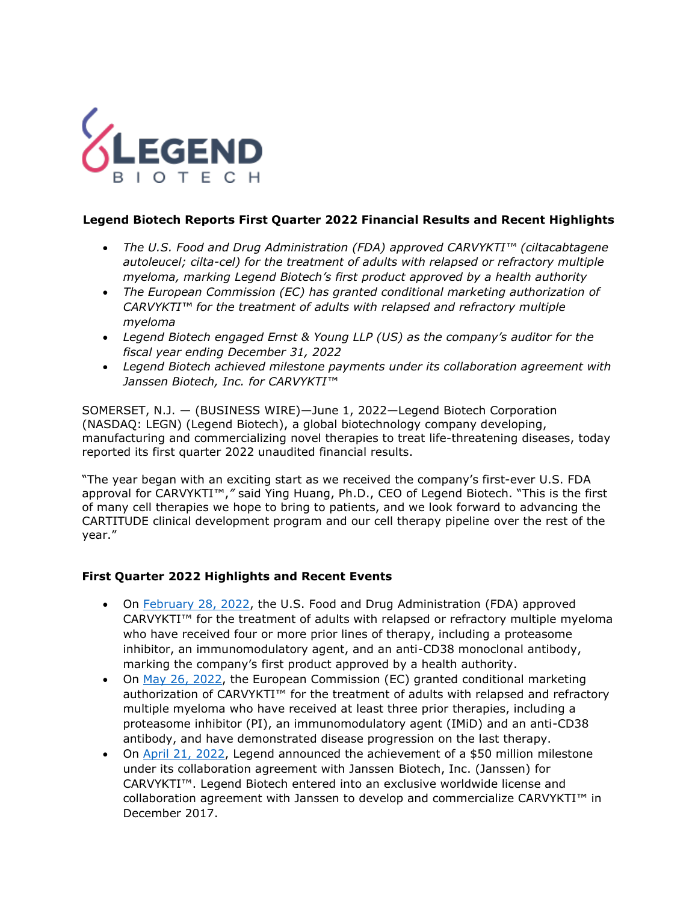# Legend Biotech Reports First Quarter 2022 Financial Results and Recent Highlights

- *The U.S. Food and Drug Administration (FDA) approved CARVYKTI™ (ciltacabtagene autoleucel; cilta-cel) for the treatment of adults with relapsed or refractory multiple myeloma, marking Legend Biotech's first product approved by a health authority*
- *The European Commission (EC) has granted conditional marketing authorization of CARVYKTI™ for the treatment of adults with relapsed and refractory multiple myeloma*
- *Legend Biotech engaged Ernst & Young LLP (US) as the company's auditor for the fiscal year ending December 31, 2022*
- *Legend Biotech achieved milestone payments under its collaboration agreement with Janssen Biotech, Inc. for CARVYKTI™*

SOMERSET, N.J. — (BUSINESS WIRE)—June 1, 2022—Legend Biotech Corporation (NASDAQ: LEGN) (Legend Biotech), a global biotechnology company developing, manufacturing and commercializing novel therapies to treat life-threatening diseases, today reported its first quarter 2022 unaudited financial results.

"The year began with an exciting start as we received the company's first-ever U.S. FDA approval for CARVYKTI™," said Ying Huang, Ph.D., CEO of Legend Biotech. "This is the first of many cell therapies we hope to bring to patients, and we look forward to advancing the CARTITUDE clinical development program and our cell therapy pipeline over the rest of the year."

## First Quarter 2022 Highlights and Recent Events

- On February 28, 2022, the U.S. Food and Drug Administration (FDA) approved CARVYKTI™ for the treatment of adults with relapsed or refractory multiple myeloma who have received four or more prior lines of therapy, including a proteasome inhibitor, an immunomodulatory agent, and an anti-CD38 monoclonal antibody, marking the company's first product approved by a health authority.
- On May 26, 2022, the European Commission (EC) granted conditional marketing authorization of CARVYKTI™ for the treatment of adults with relapsed and refractory multiple myeloma who have received at least three prior therapies, including a proteasome inhibitor (PI), an immunomodulatory agent (IMiD) and an anti-CD38 antibody, and have demonstrated disease progression on the last therapy.
- On April 21, 2022, Legend announced the achievement of a $50 million milestone under its collaboration agreement with Janssen Biotech, Inc. (Janssen) for CARVYKTI™. Legend Biotech entered into an exclusive worldwide license and collaboration agreement with Janssen to develop and commercialize CARVYKTI™ in December 2017.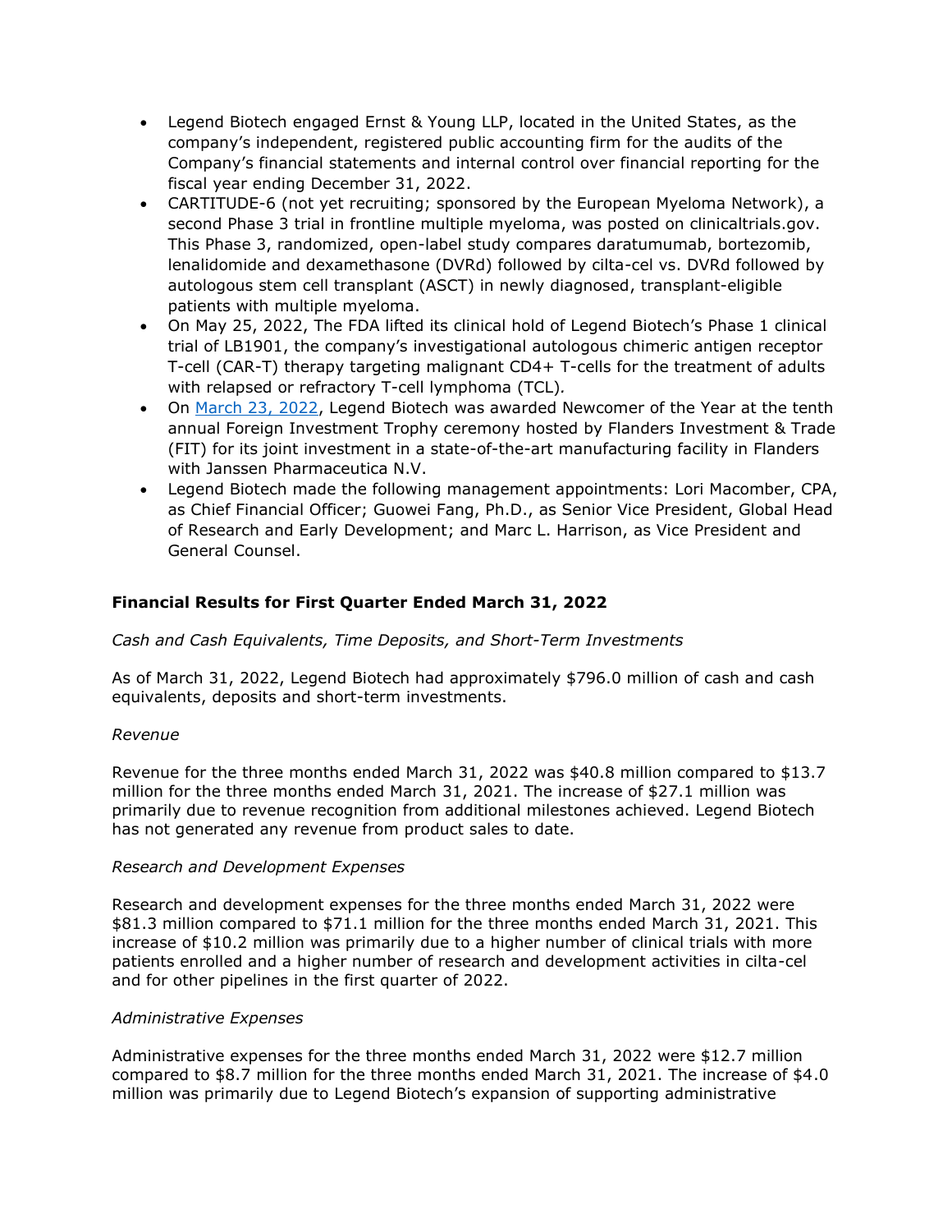- Legend Biotech engaged Ernst & Young LLP, located in the United States, as the company's independent, registered public accounting firm for the audits of the Company's financial statements and internal control over financial reporting for the fiscal year ending December 31, 2022.
- CARTITUDE-6 (not yet recruiting; sponsored by the European Myeloma Network), a second Phase 3 trial in frontline multiple myeloma, was posted on clinicaltrials.gov. This Phase 3, randomized, open-label study compares daratumumab, bortezomib, lenalidomide and dexamethasone (DVRd) followed by cilta-cel vs. DVRd followed by autologous stem cell transplant (ASCT) in newly diagnosed, transplant-eligible patients with multiple myeloma.
- On May 25, 2022, The FDA lifted its clinical hold of Legend Biotech's Phase 1 clinical trial of LB1901, the company's investigational autologous chimeric antigen receptor T-cell (CAR-T) therapy targeting malignant CD4+ T-cells for the treatment of adults with relapsed or refractory T-cell lymphoma (TCL).
- On March 23, 2022, Legend Biotech was awarded Newcomer of the Year at the tenth annual Foreign Investment Trophy ceremony hosted by Flanders Investment & Trade (FIT) for its joint investment in a state-of-the-art manufacturing facility in Flanders with Janssen Pharmaceutica N.V.
- Legend Biotech made the following management appointments: Lori Macomber, CPA, as Chief Financial Officer; Guowei Fang, Ph.D., as Senior Vice President, Global Head of Research and Early Development; and Marc L. Harrison, as Vice President and General Counsel.

## Financial Results for First Quarter Ended March 31, 2022

*Cash and Cash Equivalents, Time Deposits, and Short-Term Investments*

As of March 31, 2022, Legend Biotech had approximately $796.0 million of cash and cash equivalents, deposits and short-term investments.

*Revenue*

Revenue for the three months ended March 31, 2022 was $40.8 million compared to $13.7 million for the three months ended March 31, 2021. The increase of $27.1 million was primarily due to revenue recognition from additional milestones achieved. Legend Biotech has not generated any revenue from product sales to date.

*Research and Development Expenses*

Research and development expenses for the three months ended March 31, 2022 were $81.3 million compared to $71.1 million for the three months ended March 31, 2021. This increase of $10.2 million was primarily due to a higher number of clinical trials with more patients enrolled and a higher number of research and development activities in cilta-cel and for other pipelines in the first quarter of 2022.

*Administrative Expenses*

Administrative expenses for the three months ended March 31, 2022 were $12.7 million compared to $8.7 million for the three months ended March 31, 2021. The increase of $4.0 million was primarily due to Legend Biotech's expansion of supporting administrative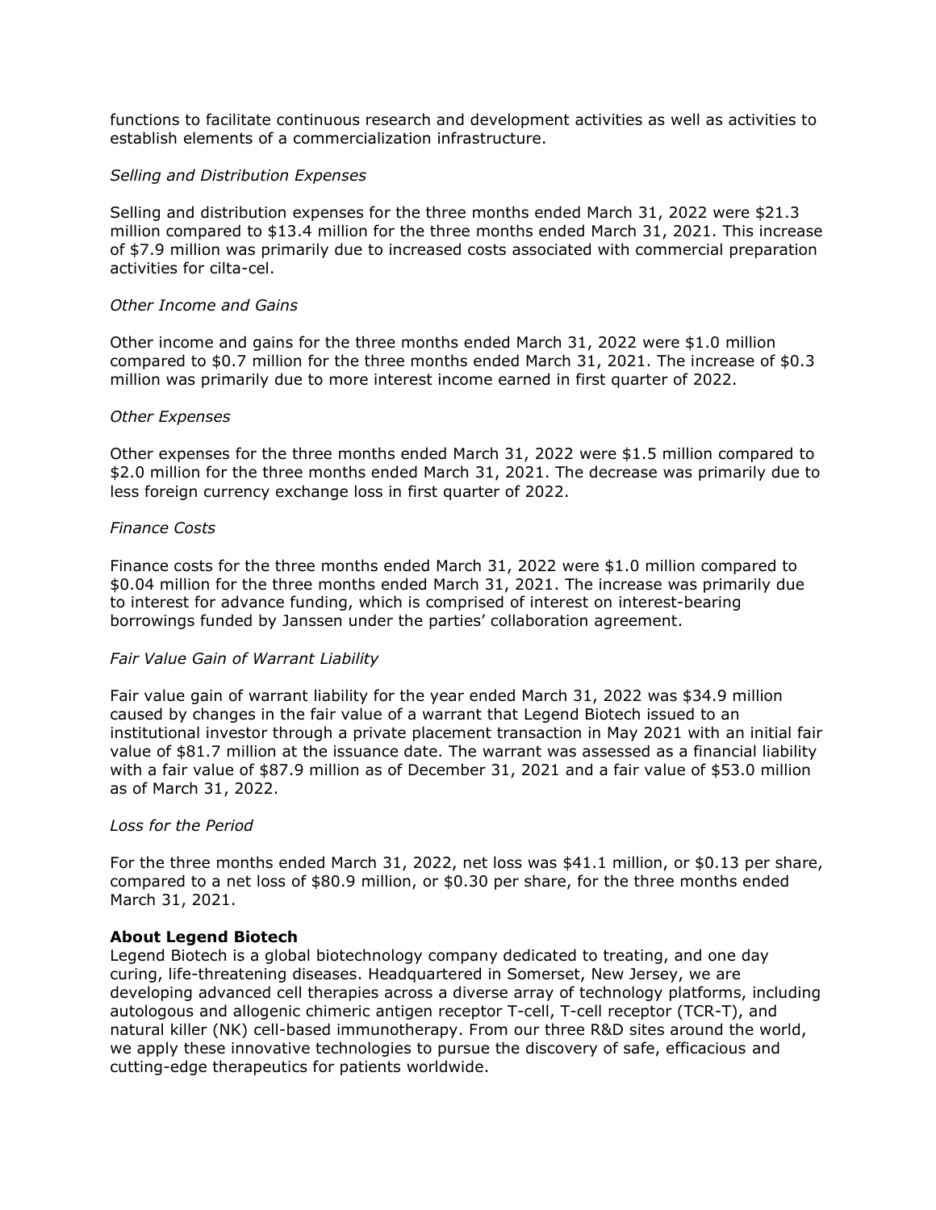functions to facilitate continuous research and development activities as well as activities to establish elements of a commercialization infrastructure.

*Selling and Distribution Expenses*

Selling and distribution expenses for the three months ended March 31, 2022 were $21.3 million compared to $13.4 million for the three months ended March 31, 2021. This increase of $7.9 million was primarily due to increased costs associated with commercial preparation activities for cilta-cel.

*Other Income and Gains*

Other income and gains for the three months ended March 31, 2022 were $1.0 million compared to $0.7 million for the three months ended March 31, 2021. The increase of $0.3 million was primarily due to more interest income earned in first quarter of 2022.

*Other Expenses*

Other expenses for the three months ended March 31, 2022 were $1.5 million compared to $2.0 million for the three months ended March 31, 2021. The decrease was primarily due to less foreign currency exchange loss in first quarter of 2022.

*Finance Costs*

Finance costs for the three months ended March 31, 2022 were $1.0 million compared to $0.04 million for the three months ended March 31, 2021. The increase was primarily due to interest for advance funding, which is comprised of interest on interest-bearing borrowings funded by Janssen under the parties' collaboration agreement.

*Fair Value Gain of Warrant Liability*

Fair value gain of warrant liability for the year ended March 31, 2022 was $34.9 million caused by changes in the fair value of a warrant that Legend Biotech issued to an institutional investor through a private placement transaction in May 2021 with an initial fair value of $81.7 million at the issuance date. The warrant was assessed as a financial liability with a fair value of $87.9 million as of December 31, 2021 and a fair value of $53.0 million as of March 31, 2022.

*Loss for the Period*

For the three months ended March 31, 2022, net loss was $41.1 million, or $0.13 per share, compared to a net loss of $80.9 million, or $0.30 per share, for the three months ended March 31, 2021.

**About Legend Biotech**

Legend Biotech is a global biotechnology company dedicated to treating, and one day curing, life-threatening diseases. Headquartered in Somerset, New Jersey, we are developing advanced cell therapies across a diverse array of technology platforms, including autologous and allogenic chimeric antigen receptor T-cell, T-cell receptor (TCR-T), and natural killer (NK) cell-based immunotherapy. From our three R&D sites around the world, we apply these innovative technologies to pursue the discovery of safe, efficacious and cutting-edge therapeutics for patients worldwide.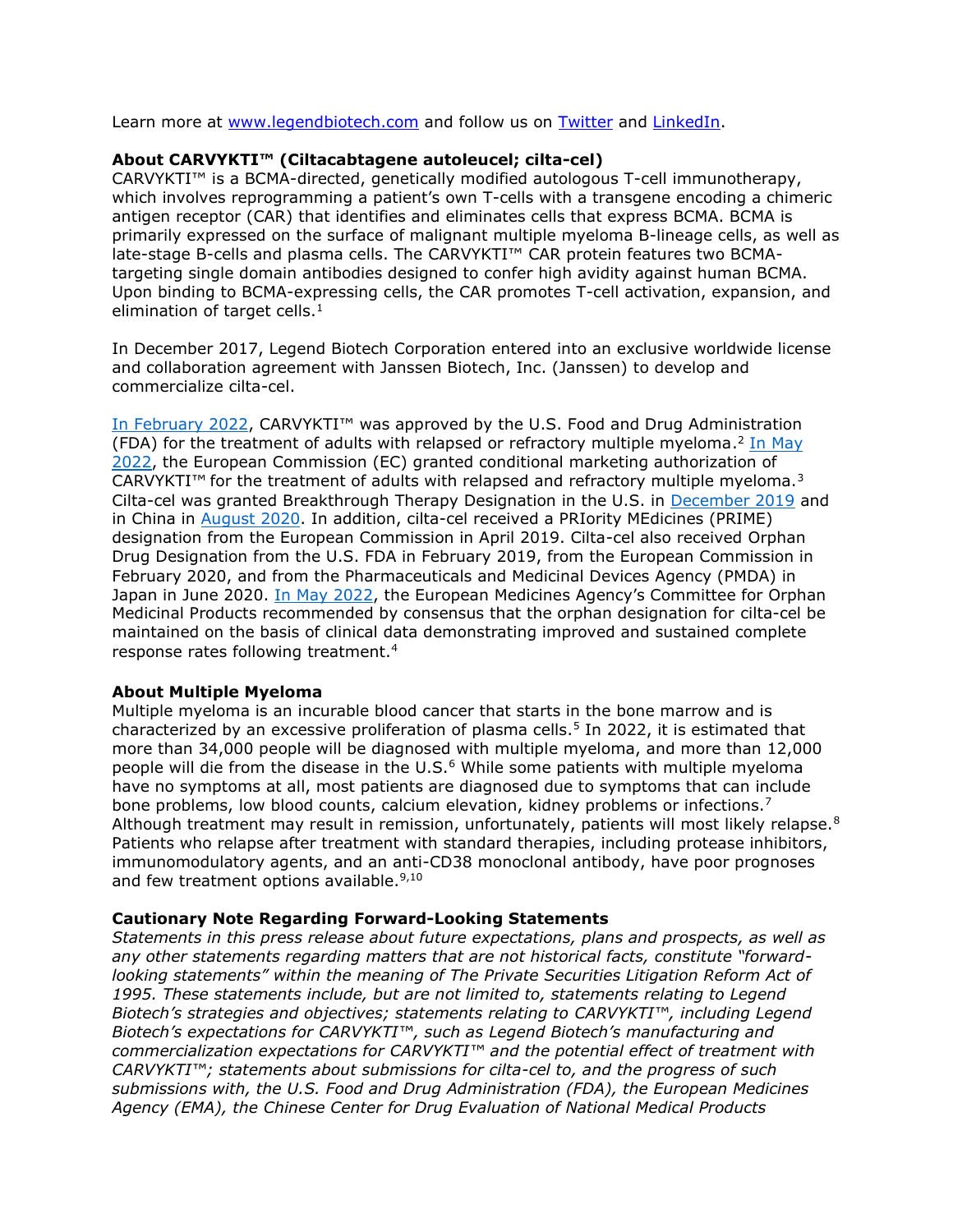Learn more at www.legendbiotech.com and follow us on Twitter and LinkedIn.

**About CARVYKTI™ (Ciltacabtagene autoleucel; cilta-cel)**

CARVYKTI™ is a BCMA-directed, genetically modified autologous T-cell immunotherapy, which involves reprogramming a patient's own T-cells with a transgene encoding a chimeric antigen receptor (CAR) that identifies and eliminates cells that express BCMA. BCMA is primarily expressed on the surface of malignant multiple myeloma B-lineage cells, as well as late-stage B-cells and plasma cells. The CARVYKTI™ CAR protein features two BCMA-targeting single domain antibodies designed to confer high avidity against human BCMA. Upon binding to BCMA-expressing cells, the CAR promotes T-cell activation, expansion, and elimination of target cells.[1]

In December 2017, Legend Biotech Corporation entered into an exclusive worldwide license and collaboration agreement with Janssen Biotech, Inc. (Janssen) to develop and commercialize cilta-cel.

In February 2022, CARVYKTI™ was approved by the U.S. Food and Drug Administration (FDA) for the treatment of adults with relapsed or refractory multiple myeloma.[2] In May 2022, the European Commission (EC) granted conditional marketing authorization of CARVYKTI™ for the treatment of adults with relapsed and refractory multiple myeloma.[3] Cilta-cel was granted Breakthrough Therapy Designation in the U.S. in December 2019 and in China in August 2020. In addition, cilta-cel received a PRIority MEdicines (PRIME) designation from the European Commission in April 2019. Cilta-cel also received Orphan Drug Designation from the U.S. FDA in February 2019, from the European Commission in February 2020, and from the Pharmaceuticals and Medicinal Devices Agency (PMDA) in Japan in June 2020. In May 2022, the European Medicines Agency's Committee for Orphan Medicinal Products recommended by consensus that the orphan designation for cilta-cel be maintained on the basis of clinical data demonstrating improved and sustained complete response rates following treatment.[4]

**About Multiple Myeloma**

Multiple myeloma is an incurable blood cancer that starts in the bone marrow and is characterized by an excessive proliferation of plasma cells.[5] In 2022, it is estimated that more than 34,000 people will be diagnosed with multiple myeloma, and more than 12,000 people will die from the disease in the U.S.[6] While some patients with multiple myeloma have no symptoms at all, most patients are diagnosed due to symptoms that can include bone problems, low blood counts, calcium elevation, kidney problems or infections.[7] Although treatment may result in remission, unfortunately, patients will most likely relapse.[8] Patients who relapse after treatment with standard therapies, including protease inhibitors, immunomodulatory agents, and an anti-CD38 monoclonal antibody, have poor prognoses and few treatment options available.[9,10]

**Cautionary Note Regarding Forward-Looking Statements**

*Statements in this press release about future expectations, plans and prospects, as well as any other statements regarding matters that are not historical facts, constitute "forward-looking statements" within the meaning of The Private Securities Litigation Reform Act of 1995. These statements include, but are not limited to, statements relating to Legend Biotech's strategies and objectives; statements relating to CARVYKTI™, including Legend Biotech's expectations for CARVYKTI™, such as Legend Biotech's manufacturing and commercialization expectations for CARVYKTI™ and the potential effect of treatment with CARVYKTI™; statements about submissions for cilta-cel to, and the progress of such submissions with, the U.S. Food and Drug Administration (FDA), the European Medicines Agency (EMA), the Chinese Center for Drug Evaluation of National Medical Products*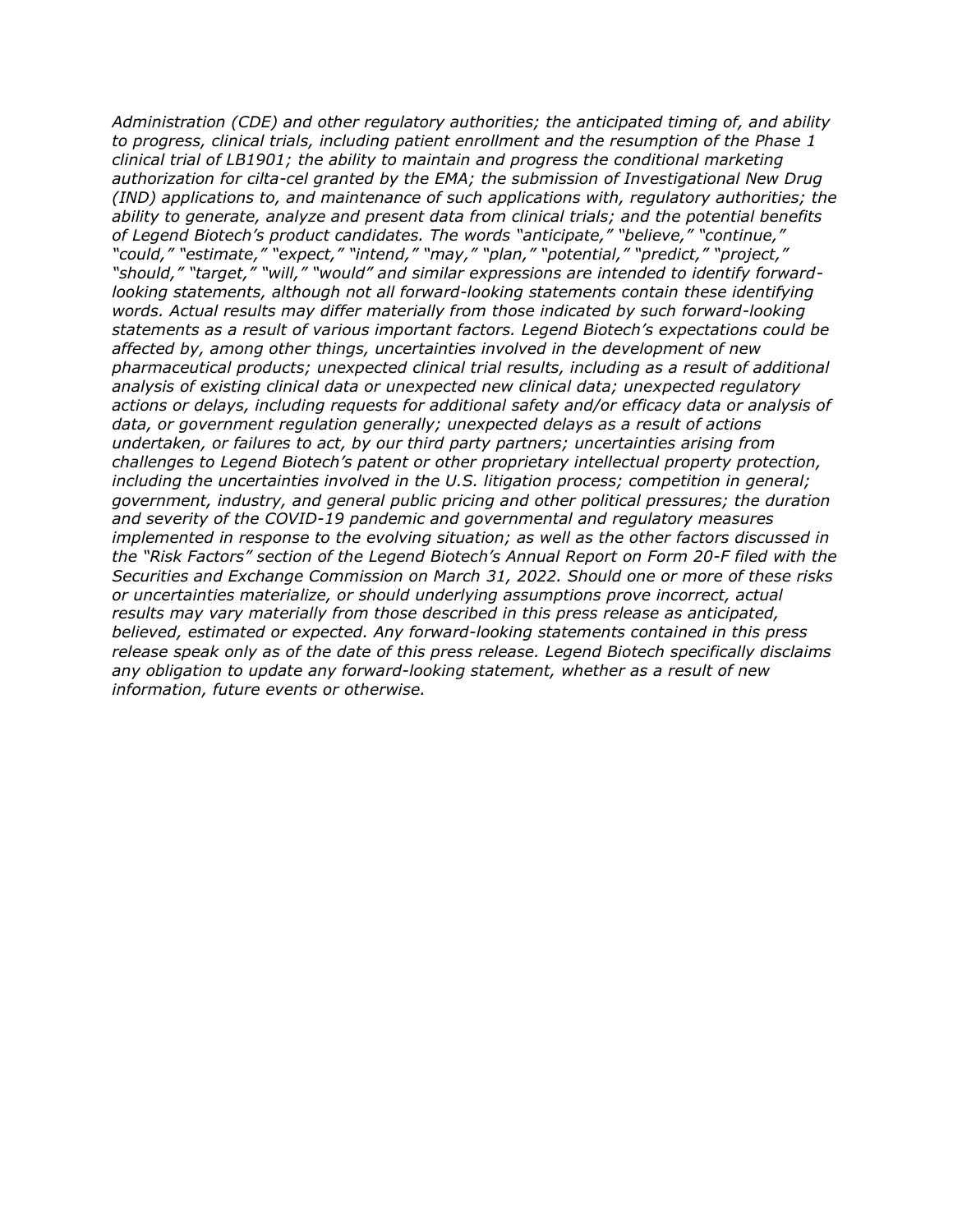*Administration (CDE) and other regulatory authorities; the anticipated timing of, and ability to progress, clinical trials, including patient enrollment and the resumption of the Phase 1 clinical trial of LB1901; the ability to maintain and progress the conditional marketing authorization for cilta-cel granted by the EMA; the submission of Investigational New Drug (IND) applications to, and maintenance of such applications with, regulatory authorities; the ability to generate, analyze and present data from clinical trials; and the potential benefits of Legend Biotech's product candidates. The words "anticipate," "believe," "continue," "could," "estimate," "expect," "intend," "may," "plan," "potential," "predict," "project," "should," "target," "will," "would" and similar expressions are intended to identify forward-looking statements, although not all forward-looking statements contain these identifying words. Actual results may differ materially from those indicated by such forward-looking statements as a result of various important factors. Legend Biotech's expectations could be affected by, among other things, uncertainties involved in the development of new pharmaceutical products; unexpected clinical trial results, including as a result of additional analysis of existing clinical data or unexpected new clinical data; unexpected regulatory actions or delays, including requests for additional safety and/or efficacy data or analysis of data, or government regulation generally; unexpected delays as a result of actions undertaken, or failures to act, by our third party partners; uncertainties arising from challenges to Legend Biotech's patent or other proprietary intellectual property protection, including the uncertainties involved in the U.S. litigation process; competition in general; government, industry, and general public pricing and other political pressures; the duration and severity of the COVID-19 pandemic and governmental and regulatory measures implemented in response to the evolving situation; as well as the other factors discussed in the "Risk Factors" section of the Legend Biotech's Annual Report on Form 20-F filed with the Securities and Exchange Commission on March 31, 2022. Should one or more of these risks or uncertainties materialize, or should underlying assumptions prove incorrect, actual results may vary materially from those described in this press release as anticipated, believed, estimated or expected. Any forward-looking statements contained in this press release speak only as of the date of this press release. Legend Biotech specifically disclaims any obligation to update any forward-looking statement, whether as a result of new information, future events or otherwise.*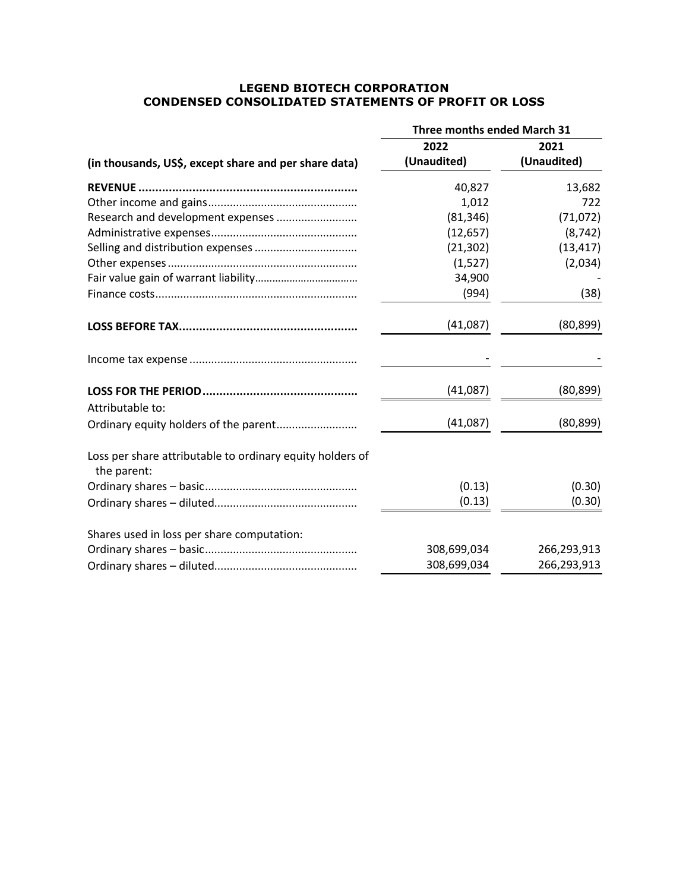# LEGEND BIOTECH CORPORATION
## CONDENSED CONSOLIDATED STATEMENTS OF PROFIT OR LOSS

| (in thousands, US$, except share and per share data) | Three months ended March 31 2022 (Unaudited) | Three months ended March 31 2021 (Unaudited) |
|---|---|---|
| **REVENUE** | 40,827 | 13,682 |
| Other income and gains | 1,012 | 722 |
| Research and development expenses | (81,346) | (71,072) |
| Administrative expenses | (12,657) | (8,742) |
| Selling and distribution expenses | (21,302) | (13,417) |
| Other expenses | (1,527) | (2,034) |
| Fair value gain of warrant liability | 34,900 | - |
| Finance costs | (994) | (38) |
| **LOSS BEFORE TAX** | (41,087) | (80,899) |
| Income tax expense | - | - |
| **LOSS FOR THE PERIOD** | (41,087) | (80,899) |
| Attributable to: | | |
| Ordinary equity holders of the parent | (41,087) | (80,899) |
| Loss per share attributable to ordinary equity holders of the parent: | | |
| Ordinary shares – basic | (0.13) | (0.30) |
| Ordinary shares – diluted | (0.13) | (0.30) |
| Shares used in loss per share computation: | | |
| Ordinary shares – basic | 308,699,034 | 266,293,913 |
| Ordinary shares – diluted | 308,699,034 | 266,293,913 |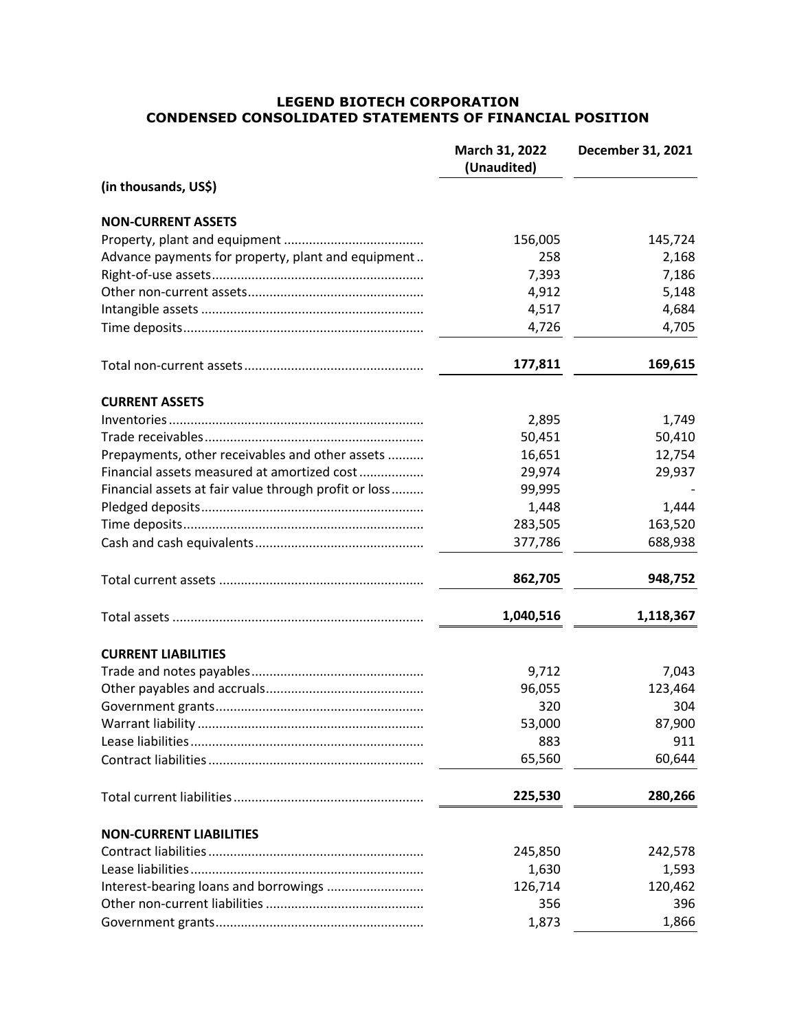**LEGEND BIOTECH CORPORATION**
**CONDENSED CONSOLIDATED STATEMENTS OF FINANCIAL POSITION**

| | March 31, 2022 (Unaudited) | December 31, 2021 |
|---|---|---|
| **(in thousands, US$)** | | |
| **NON-CURRENT ASSETS** | | |
| Property, plant and equipment | 156,005 | 145,724 |
| Advance payments for property, plant and equipment | 258 | 2,168 |
| Right-of-use assets | 7,393 | 7,186 |
| Other non-current assets | 4,912 | 5,148 |
| Intangible assets | 4,517 | 4,684 |
| Time deposits | 4,726 | 4,705 |
| Total non-current assets | **177,811** | **169,615** |
| **CURRENT ASSETS** | | |
| Inventories | 2,895 | 1,749 |
| Trade receivables | 50,451 | 50,410 |
| Prepayments, other receivables and other assets | 16,651 | 12,754 |
| Financial assets measured at amortized cost | 29,974 | 29,937 |
| Financial assets at fair value through profit or loss | 99,995 | - |
| Pledged deposits | 1,448 | 1,444 |
| Time deposits | 283,505 | 163,520 |
| Cash and cash equivalents | 377,786 | 688,938 |
| Total current assets | **862,705** | **948,752** |
| Total assets | **1,040,516** | **1,118,367** |
| **CURRENT LIABILITIES** | | |
| Trade and notes payables | 9,712 | 7,043 |
| Other payables and accruals | 96,055 | 123,464 |
| Government grants | 320 | 304 |
| Warrant liability | 53,000 | 87,900 |
| Lease liabilities | 883 | 911 |
| Contract liabilities | 65,560 | 60,644 |
| Total current liabilities | **225,530** | **280,266** |
| **NON-CURRENT LIABILITIES** | | |
| Contract liabilities | 245,850 | 242,578 |
| Lease liabilities | 1,630 | 1,593 |
| Interest-bearing loans and borrowings | 126,714 | 120,462 |
| Other non-current liabilities | 356 | 396 |
| Government grants | 1,873 | 1,866 |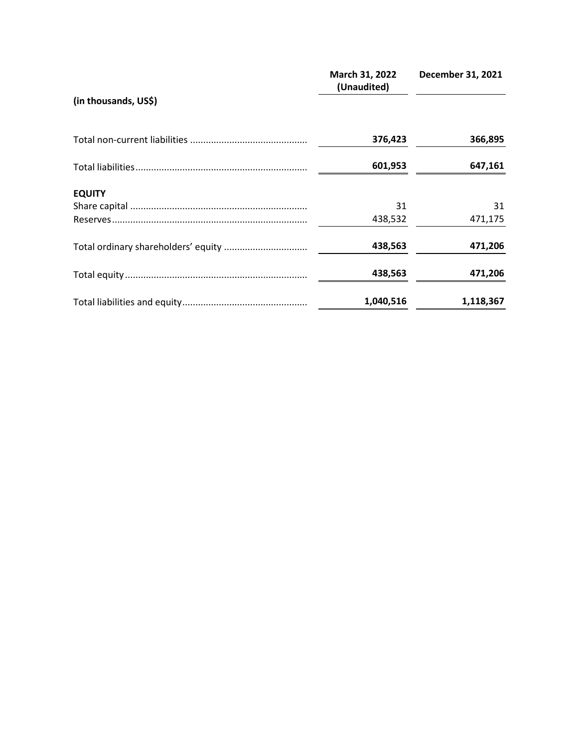| (in thousands, US$) | March 31, 2022 (Unaudited) | December 31, 2021 |
|---|---|---|
| Total non-current liabilities | **376,423** | **366,895** |
| Total liabilities | **601,953** | **647,161** |
| **EQUITY** | | |
| Share capital | 31 | 31 |
| Reserves | 438,532 | 471,175 |
| Total ordinary shareholders' equity | **438,563** | **471,206** |
| Total equity | **438,563** | **471,206** |
| Total liabilities and equity | **1,040,516** | **1,118,367** |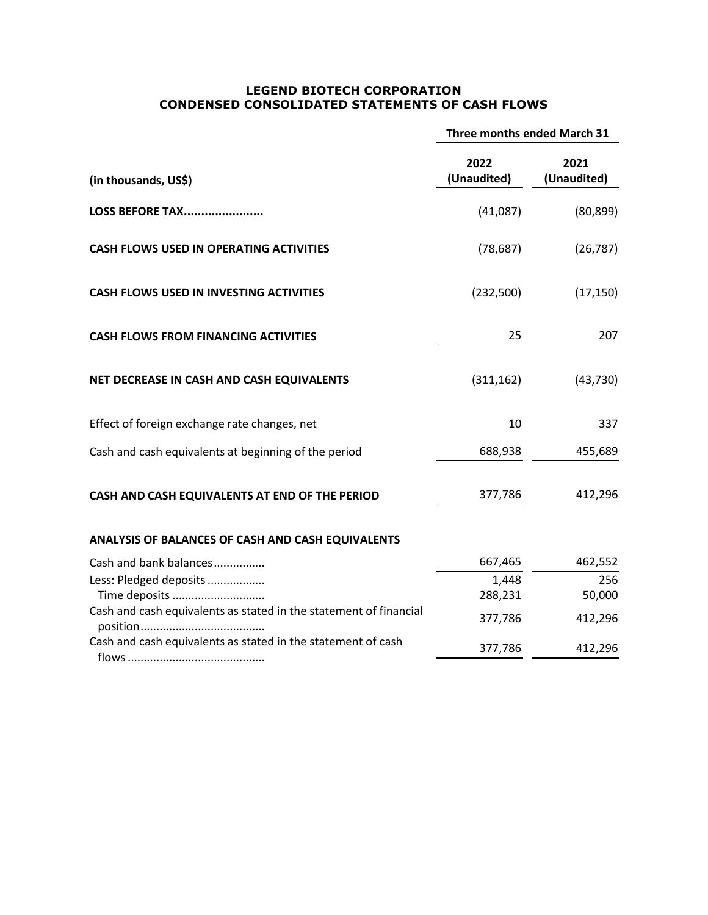**LEGEND BIOTECH CORPORATION**
**CONDENSED CONSOLIDATED STATEMENTS OF CASH FLOWS**

| | Three months ended March 31 | |
|---|---|---|
| (in thousands, US$) | 2022 (Unaudited) | 2021 (Unaudited) |
| **LOSS BEFORE TAX.......................** | (41,087) | (80,899) |
| **CASH FLOWS USED IN OPERATING ACTIVITIES** | (78,687) | (26,787) |
| **CASH FLOWS USED IN INVESTING ACTIVITIES** | (232,500) | (17,150) |
| **CASH FLOWS FROM FINANCING ACTIVITIES** | 25 | 207 |
| **NET DECREASE IN CASH AND CASH EQUIVALENTS** | (311,162) | (43,730) |
| Effect of foreign exchange rate changes, net | 10 | 337 |
| Cash and cash equivalents at beginning of the period | 688,938 | 455,689 |
| **CASH AND CASH EQUIVALENTS AT END OF THE PERIOD** | 377,786 | 412,296 |
| **ANALYSIS OF BALANCES OF CASH AND CASH EQUIVALENTS** | | |
| Cash and bank balances................ | 667,465 | 462,552 |
| Less: Pledged deposits ................. | 1,448 | 256 |
| Time deposits ............................ | 288,231 | 50,000 |
| Cash and cash equivalents as stated in the statement of financial position...................................... | 377,786 | 412,296 |
| Cash and cash equivalents as stated in the statement of cash flows .......................................... | 377,786 | 412,296 |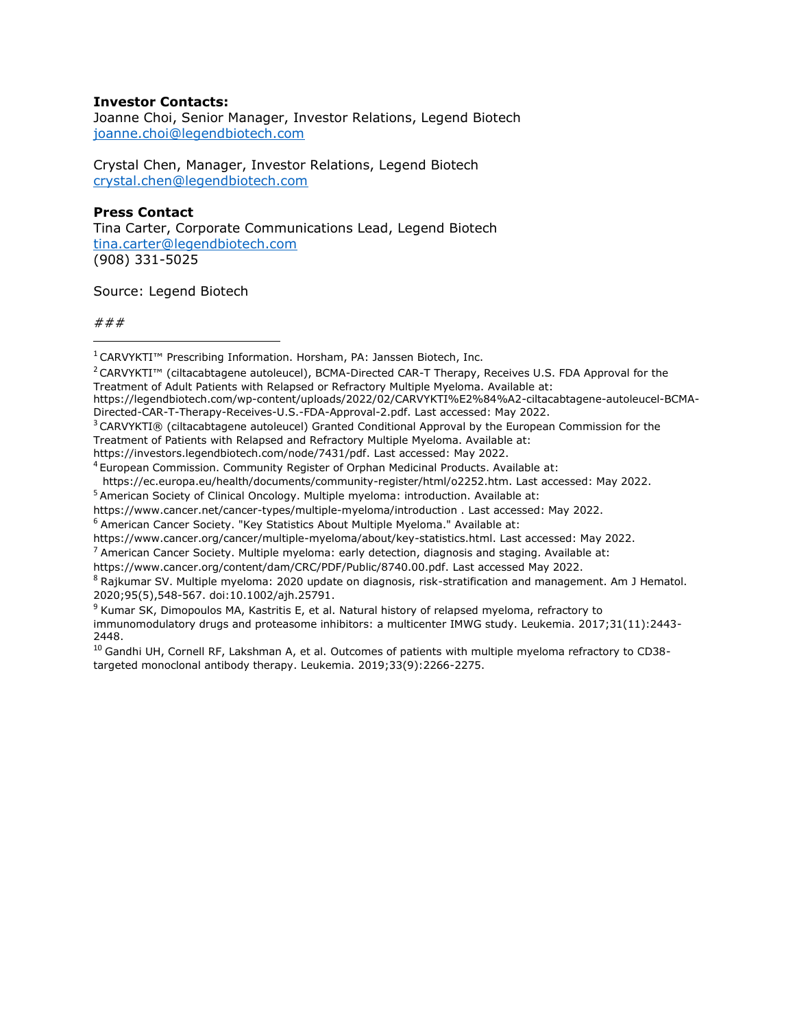**Investor Contacts:**
Joanne Choi, Senior Manager, Investor Relations, Legend Biotech
[joanne.choi@legendbiotech.com](mailto:joanne.choi@legendbiotech.com)

Crystal Chen, Manager, Investor Relations, Legend Biotech
[crystal.chen@legendbiotech.com](mailto:crystal.chen@legendbiotech.com)

**Press Contact**
Tina Carter, Corporate Communications Lead, Legend Biotech
[tina.carter@legendbiotech.com](mailto:tina.carter@legendbiotech.com)
(908) 331-5025

Source: Legend Biotech

*###*

---

[1] CARVYKTI™ Prescribing Information. Horsham, PA: Janssen Biotech, Inc.

[2] CARVYKTI™ (ciltacabtagene autoleucel), BCMA-Directed CAR-T Therapy, Receives U.S. FDA Approval for the Treatment of Adult Patients with Relapsed or Refractory Multiple Myeloma. Available at: https://legendbiotech.com/wp-content/uploads/2022/02/CARVYKTI%E2%84%A2-ciltacabtagene-autoleucel-BCMA-Directed-CAR-T-Therapy-Receives-U.S.-FDA-Approval-2.pdf. Last accessed: May 2022.

[3] CARVYKTI® (ciltacabtagene autoleucel) Granted Conditional Approval by the European Commission for the Treatment of Patients with Relapsed and Refractory Multiple Myeloma. Available at: https://investors.legendbiotech.com/node/7431/pdf. Last accessed: May 2022.

[4] European Commission. Community Register of Orphan Medicinal Products. Available at: https://ec.europa.eu/health/documents/community-register/html/o2252.htm. Last accessed: May 2022.

[5] American Society of Clinical Oncology. Multiple myeloma: introduction. Available at: https://www.cancer.net/cancer-types/multiple-myeloma/introduction . Last accessed: May 2022.

[6] American Cancer Society. "Key Statistics About Multiple Myeloma." Available at: https://www.cancer.org/cancer/multiple-myeloma/about/key-statistics.html. Last accessed: May 2022.

[7] American Cancer Society. Multiple myeloma: early detection, diagnosis and staging. Available at: https://www.cancer.org/content/dam/CRC/PDF/Public/8740.00.pdf. Last accessed May 2022.

[8] Rajkumar SV. Multiple myeloma: 2020 update on diagnosis, risk-stratification and management. Am J Hematol. 2020;95(5),548-567. doi:10.1002/ajh.25791.

[9] Kumar SK, Dimopoulos MA, Kastritis E, et al. Natural history of relapsed myeloma, refractory to immunomodulatory drugs and proteasome inhibitors: a multicenter IMWG study. Leukemia. 2017;31(11):2443-2448.

[10] Gandhi UH, Cornell RF, Lakshman A, et al. Outcomes of patients with multiple myeloma refractory to CD38-targeted monoclonal antibody therapy. Leukemia. 2019;33(9):2266-2275.